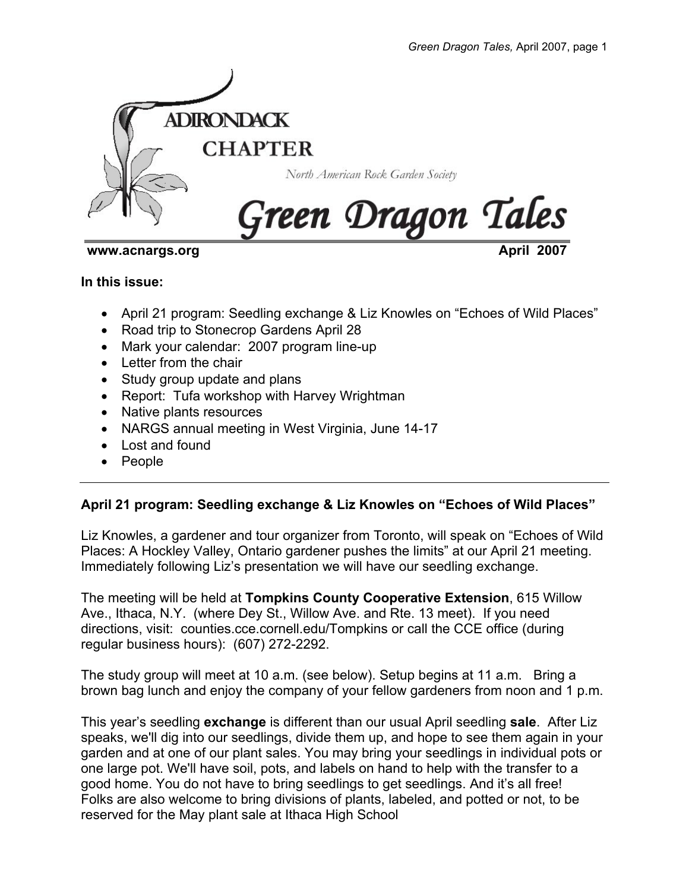# ADIRONDACK CHAPTER

North American Rock Garden Society

# Green Dragon Tales

**www.acnargs.org** **April 2007**

**In this issue:**

- April 21 program: Seedling exchange & Liz Knowles on "Echoes of Wild Places"
- Road trip to Stonecrop Gardens April 28
- Mark your calendar: 2007 program line-up
- Letter from the chair
- Study group update and plans
- Report: Tufa workshop with Harvey Wrightman
- Native plants resources
- NARGS annual meeting in West Virginia, June 14-17
- Lost and found
- People

---

### April 21 program: Seedling exchange & Liz Knowles on "Echoes of Wild Places"

Liz Knowles, a gardener and tour organizer from Toronto, will speak on "Echoes of Wild Places: A Hockley Valley, Ontario gardener pushes the limits" at our April 21 meeting. Immediately following Liz's presentation we will have our seedling exchange.

The meeting will be held at **Tompkins County Cooperative Extension**, 615 Willow Ave., Ithaca, N.Y. (where Dey St., Willow Ave. and Rte. 13 meet). If you need directions, visit: counties.cce.cornell.edu/Tompkins or call the CCE office (during regular business hours): (607) 272-2292.

The study group will meet at 10 a.m. (see below). Setup begins at 11 a.m. Bring a brown bag lunch and enjoy the company of your fellow gardeners from noon and 1 p.m.

This year's seedling **exchange** is different than our usual April seedling **sale**. After Liz speaks, we'll dig into our seedlings, divide them up, and hope to see them again in your garden and at one of our plant sales. You may bring your seedlings in individual pots or one large pot. We'll have soil, pots, and labels on hand to help with the transfer to a good home. You do not have to bring seedlings to get seedlings. And it's all free! Folks are also welcome to bring divisions of plants, labeled, and potted or not, to be reserved for the May plant sale at Ithaca High School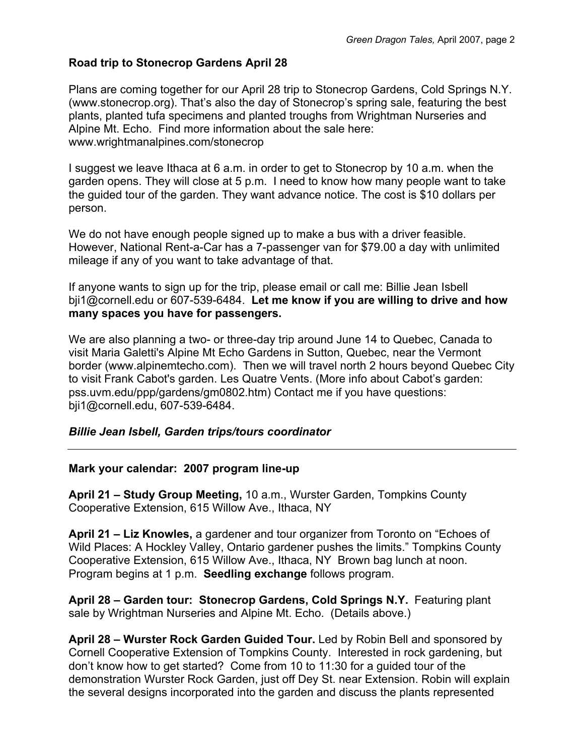### Road trip to Stonecrop Gardens April 28

Plans are coming together for our April 28 trip to Stonecrop Gardens, Cold Springs N.Y. (www.stonecrop.org). That's also the day of Stonecrop's spring sale, featuring the best plants, planted tufa specimens and planted troughs from Wrightman Nurseries and Alpine Mt. Echo. Find more information about the sale here: www.wrightmanalpines.com/stonecrop

I suggest we leave Ithaca at 6 a.m. in order to get to Stonecrop by 10 a.m. when the garden opens. They will close at 5 p.m. I need to know how many people want to take the guided tour of the garden. They want advance notice. The cost is $10 dollars per person.

We do not have enough people signed up to make a bus with a driver feasible. However, National Rent-a-Car has a 7-passenger van for $79.00 a day with unlimited mileage if any of you want to take advantage of that.

If anyone wants to sign up for the trip, please email or call me: Billie Jean Isbell bji1@cornell.edu or 607-539-6484. **Let me know if you are willing to drive and how many spaces you have for passengers.**

We are also planning a two- or three-day trip around June 14 to Quebec, Canada to visit Maria Galetti's Alpine Mt Echo Gardens in Sutton, Quebec, near the Vermont border (www.alpinemtecho.com). Then we will travel north 2 hours beyond Quebec City to visit Frank Cabot's garden. Les Quatre Vents. (More info about Cabot's garden: pss.uvm.edu/ppp/gardens/gm0802.htm) Contact me if you have questions: bji1@cornell.edu, 607-539-6484.

***Billie Jean Isbell, Garden trips/tours coordinator***

---

### Mark your calendar: 2007 program line-up

**April 21 – Study Group Meeting,** 10 a.m., Wurster Garden, Tompkins County Cooperative Extension, 615 Willow Ave., Ithaca, NY

**April 21 – Liz Knowles,** a gardener and tour organizer from Toronto on "Echoes of Wild Places: A Hockley Valley, Ontario gardener pushes the limits." Tompkins County Cooperative Extension, 615 Willow Ave., Ithaca, NY Brown bag lunch at noon. Program begins at 1 p.m. **Seedling exchange** follows program.

**April 28 – Garden tour: Stonecrop Gardens, Cold Springs N.Y.** Featuring plant sale by Wrightman Nurseries and Alpine Mt. Echo. (Details above.)

**April 28 – Wurster Rock Garden Guided Tour.** Led by Robin Bell and sponsored by Cornell Cooperative Extension of Tompkins County. Interested in rock gardening, but don't know how to get started? Come from 10 to 11:30 for a guided tour of the demonstration Wurster Rock Garden, just off Dey St. near Extension. Robin will explain the several designs incorporated into the garden and discuss the plants represented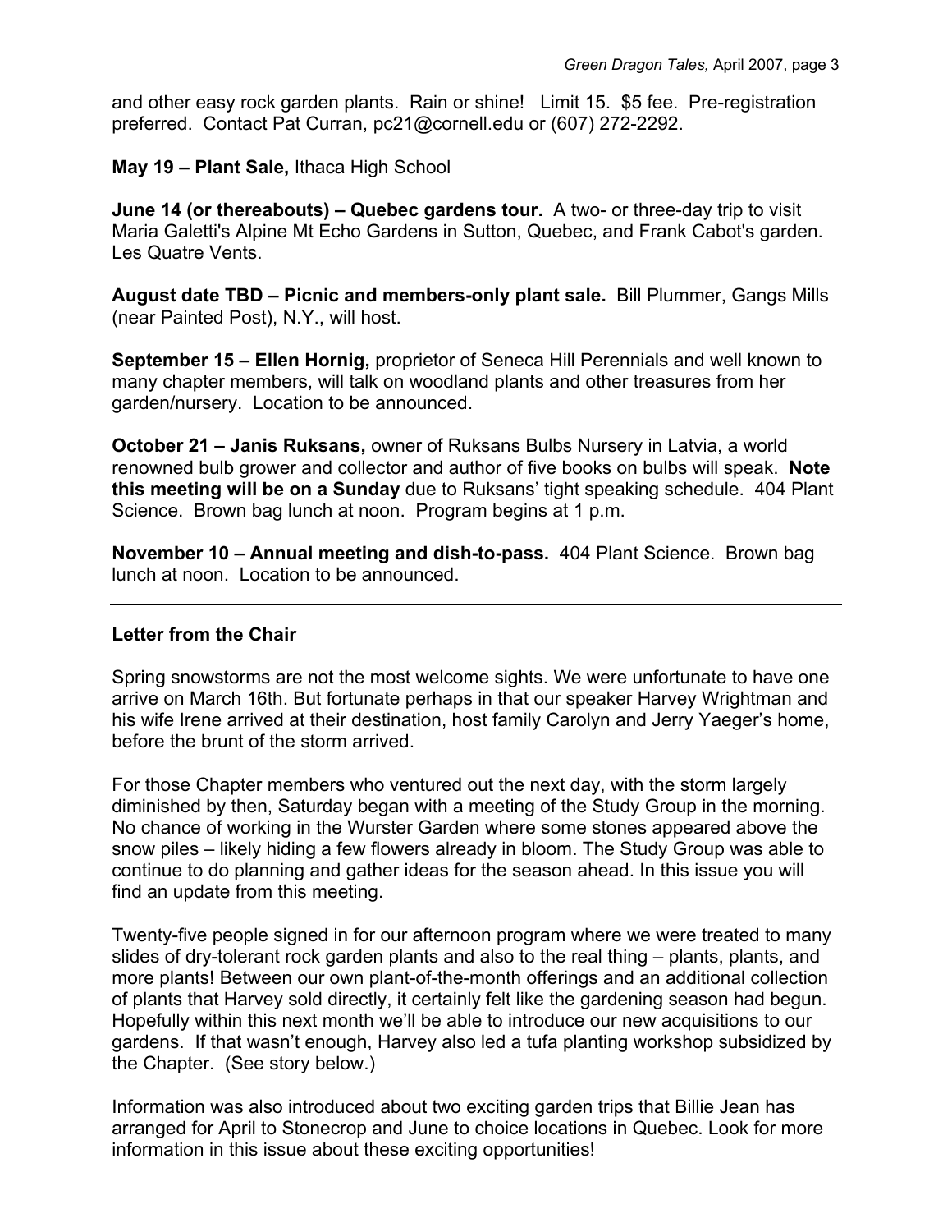and other easy rock garden plants. Rain or shine! Limit 15. $5 fee. Pre-registration preferred. Contact Pat Curran, pc21@cornell.edu or (607) 272-2292.

**May 19 – Plant Sale,** Ithaca High School

**June 14 (or thereabouts) – Quebec gardens tour.** A two- or three-day trip to visit Maria Galetti's Alpine Mt Echo Gardens in Sutton, Quebec, and Frank Cabot's garden. Les Quatre Vents.

**August date TBD – Picnic and members-only plant sale.** Bill Plummer, Gangs Mills (near Painted Post), N.Y., will host.

**September 15 – Ellen Hornig,** proprietor of Seneca Hill Perennials and well known to many chapter members, will talk on woodland plants and other treasures from her garden/nursery. Location to be announced.

**October 21 – Janis Ruksans,** owner of Ruksans Bulbs Nursery in Latvia, a world renowned bulb grower and collector and author of five books on bulbs will speak. **Note this meeting will be on a Sunday** due to Ruksans' tight speaking schedule. 404 Plant Science. Brown bag lunch at noon. Program begins at 1 p.m.

**November 10 – Annual meeting and dish-to-pass.** 404 Plant Science. Brown bag lunch at noon. Location to be announced.

---

## Letter from the Chair

Spring snowstorms are not the most welcome sights. We were unfortunate to have one arrive on March 16th. But fortunate perhaps in that our speaker Harvey Wrightman and his wife Irene arrived at their destination, host family Carolyn and Jerry Yaeger's home, before the brunt of the storm arrived.

For those Chapter members who ventured out the next day, with the storm largely diminished by then, Saturday began with a meeting of the Study Group in the morning. No chance of working in the Wurster Garden where some stones appeared above the snow piles – likely hiding a few flowers already in bloom. The Study Group was able to continue to do planning and gather ideas for the season ahead. In this issue you will find an update from this meeting.

Twenty-five people signed in for our afternoon program where we were treated to many slides of dry-tolerant rock garden plants and also to the real thing – plants, plants, and more plants! Between our own plant-of-the-month offerings and an additional collection of plants that Harvey sold directly, it certainly felt like the gardening season had begun. Hopefully within this next month we'll be able to introduce our new acquisitions to our gardens. If that wasn't enough, Harvey also led a tufa planting workshop subsidized by the Chapter. (See story below.)

Information was also introduced about two exciting garden trips that Billie Jean has arranged for April to Stonecrop and June to choice locations in Quebec. Look for more information in this issue about these exciting opportunities!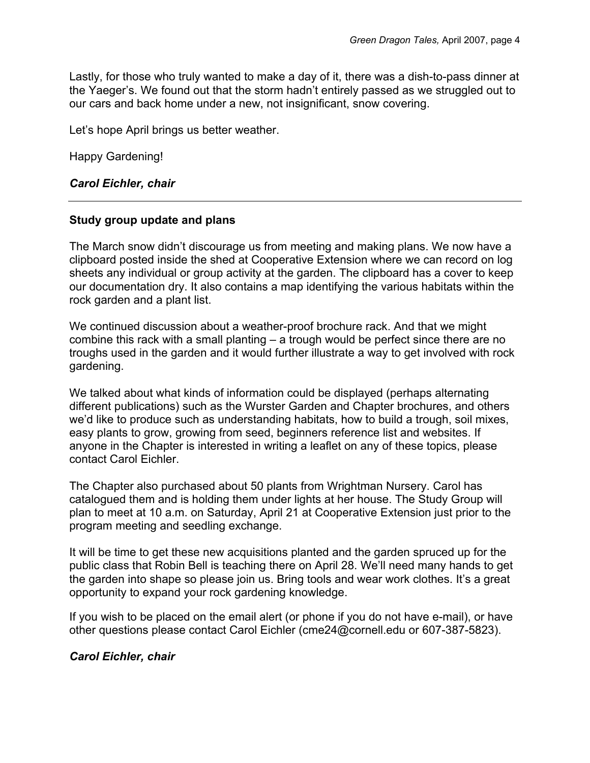Lastly, for those who truly wanted to make a day of it, there was a dish-to-pass dinner at the Yaeger's. We found out that the storm hadn't entirely passed as we struggled out to our cars and back home under a new, not insignificant, snow covering.

Let's hope April brings us better weather.

Happy Gardening!

***Carol Eichler, chair***

---

**Study group update and plans**

The March snow didn't discourage us from meeting and making plans. We now have a clipboard posted inside the shed at Cooperative Extension where we can record on log sheets any individual or group activity at the garden. The clipboard has a cover to keep our documentation dry. It also contains a map identifying the various habitats within the rock garden and a plant list.

We continued discussion about a weather-proof brochure rack. And that we might combine this rack with a small planting – a trough would be perfect since there are no troughs used in the garden and it would further illustrate a way to get involved with rock gardening.

We talked about what kinds of information could be displayed (perhaps alternating different publications) such as the Wurster Garden and Chapter brochures, and others we'd like to produce such as understanding habitats, how to build a trough, soil mixes, easy plants to grow, growing from seed, beginners reference list and websites. If anyone in the Chapter is interested in writing a leaflet on any of these topics, please contact Carol Eichler.

The Chapter also purchased about 50 plants from Wrightman Nursery. Carol has catalogued them and is holding them under lights at her house. The Study Group will plan to meet at 10 a.m. on Saturday, April 21 at Cooperative Extension just prior to the program meeting and seedling exchange.

It will be time to get these new acquisitions planted and the garden spruced up for the public class that Robin Bell is teaching there on April 28. We'll need many hands to get the garden into shape so please join us. Bring tools and wear work clothes. It's a great opportunity to expand your rock gardening knowledge.

If you wish to be placed on the email alert (or phone if you do not have e-mail), or have other questions please contact Carol Eichler (cme24@cornell.edu or 607-387-5823).

***Carol Eichler, chair***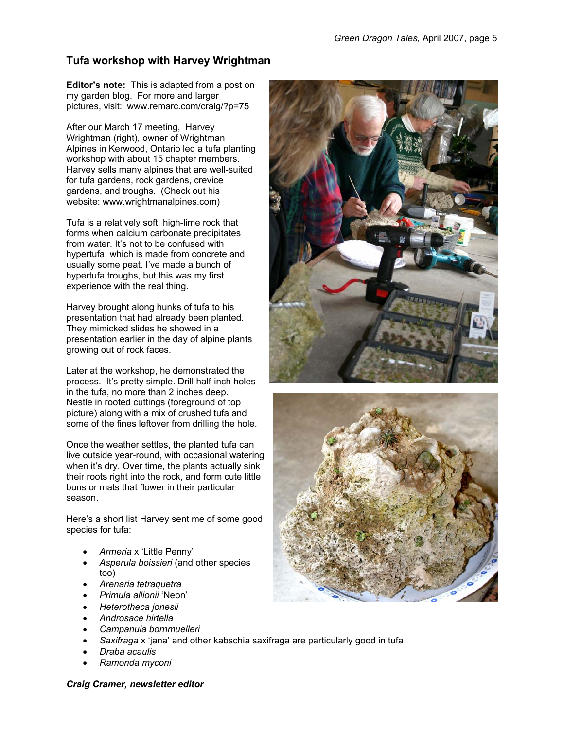## Tufa workshop with Harvey Wrightman

**Editor's note:** This is adapted from a post on my garden blog. For more and larger pictures, visit: www.remarc.com/craig/?p=75

After our March 17 meeting, Harvey Wrightman (right), owner of Wrightman Alpines in Kerwood, Ontario led a tufa planting workshop with about 15 chapter members. Harvey sells many alpines that are well-suited for tufa gardens, rock gardens, crevice gardens, and troughs. (Check out his website: www.wrightmanalpines.com)

Tufa is a relatively soft, high-lime rock that forms when calcium carbonate precipitates from water. It's not to be confused with hypertufa, which is made from concrete and usually some peat. I've made a bunch of hypertufa troughs, but this was my first experience with the real thing.

Harvey brought along hunks of tufa to his presentation that had already been planted. They mimicked slides he showed in a presentation earlier in the day of alpine plants growing out of rock faces.

Later at the workshop, he demonstrated the process. It's pretty simple. Drill half-inch holes in the tufa, no more than 2 inches deep. Nestle in rooted cuttings (foreground of top picture) along with a mix of crushed tufa and some of the fines leftover from drilling the hole.

Once the weather settles, the planted tufa can live outside year-round, with occasional watering when it's dry. Over time, the plants actually sink their roots right into the rock, and form cute little buns or mats that flower in their particular season.

Here's a short list Harvey sent me of some good species for tufa:

- *Armeria* x 'Little Penny'
- *Asperula boissieri* (and other species too)
- *Arenaria tetraquetra*
- *Primula allionii* 'Neon'
- *Heterotheca jonesii*
- *Androsace hirtella*
- *Campanula bornmuelleri*
- *Saxifraga* x 'jana' and other kabschia saxifraga are particularly good in tufa
- *Draba acaulis*
- *Ramonda myconi*

***Craig Cramer, newsletter editor***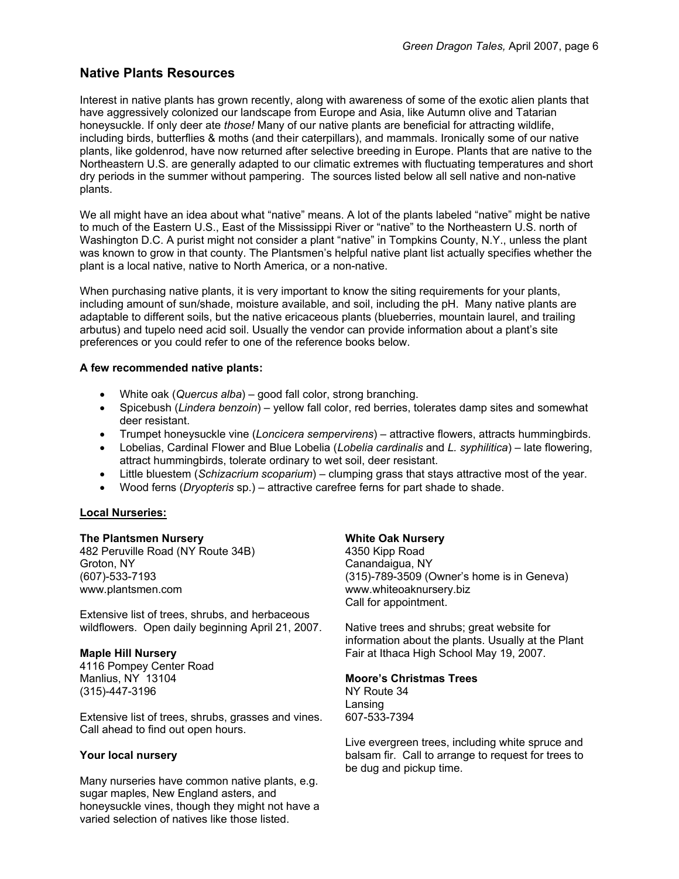## Native Plants Resources

Interest in native plants has grown recently, along with awareness of some of the exotic alien plants that have aggressively colonized our landscape from Europe and Asia, like Autumn olive and Tatarian honeysuckle. If only deer ate *those!* Many of our native plants are beneficial for attracting wildlife, including birds, butterflies & moths (and their caterpillars), and mammals. Ironically some of our native plants, like goldenrod, have now returned after selective breeding in Europe. Plants that are native to the Northeastern U.S. are generally adapted to our climatic extremes with fluctuating temperatures and short dry periods in the summer without pampering. The sources listed below all sell native and non-native plants.

We all might have an idea about what "native" means. A lot of the plants labeled "native" might be native to much of the Eastern U.S., East of the Mississippi River or "native" to the Northeastern U.S. north of Washington D.C. A purist might not consider a plant "native" in Tompkins County, N.Y., unless the plant was known to grow in that county. The Plantsmen's helpful native plant list actually specifies whether the plant is a local native, native to North America, or a non-native.

When purchasing native plants, it is very important to know the siting requirements for your plants, including amount of sun/shade, moisture available, and soil, including the pH. Many native plants are adaptable to different soils, but the native ericaceous plants (blueberries, mountain laurel, and trailing arbutus) and tupelo need acid soil. Usually the vendor can provide information about a plant's site preferences or you could refer to one of the reference books below.

**A few recommended native plants:**

- White oak (*Quercus alba*) – good fall color, strong branching.
- Spicebush (*Lindera benzoin*) – yellow fall color, red berries, tolerates damp sites and somewhat deer resistant.
- Trumpet honeysuckle vine (*Loncicera sempervirens*) – attractive flowers, attracts hummingbirds.
- Lobelias, Cardinal Flower and Blue Lobelia (*Lobelia cardinalis* and *L. syphilitica*) – late flowering, attract hummingbirds, tolerate ordinary to wet soil, deer resistant.
- Little bluestem (*Schizacrium scoparium*) – clumping grass that stays attractive most of the year.
- Wood ferns (*Dryopteris* sp.) – attractive carefree ferns for part shade to shade.

**Local Nurseries:**

**The Plantsmen Nursery**
482 Peruville Road (NY Route 34B)
Groton, NY
(607)-533-7193
www.plantsmen.com

Extensive list of trees, shrubs, and herbaceous wildflowers. Open daily beginning April 21, 2007.

**Maple Hill Nursery**
4116 Pompey Center Road
Manlius, NY 13104
(315)-447-3196

Extensive list of trees, shrubs, grasses and vines. Call ahead to find out open hours.

**Your local nursery**

Many nurseries have common native plants, e.g. sugar maples, New England asters, and honeysuckle vines, though they might not have a varied selection of natives like those listed.

**White Oak Nursery**
4350 Kipp Road
Canandaigua, NY
(315)-789-3509 (Owner's home is in Geneva)
www.whiteoaknursery.biz
Call for appointment.

Native trees and shrubs; great website for information about the plants. Usually at the Plant Fair at Ithaca High School May 19, 2007.

**Moore's Christmas Trees**
NY Route 34
Lansing
607-533-7394

Live evergreen trees, including white spruce and balsam fir. Call to arrange to request for trees to be dug and pickup time.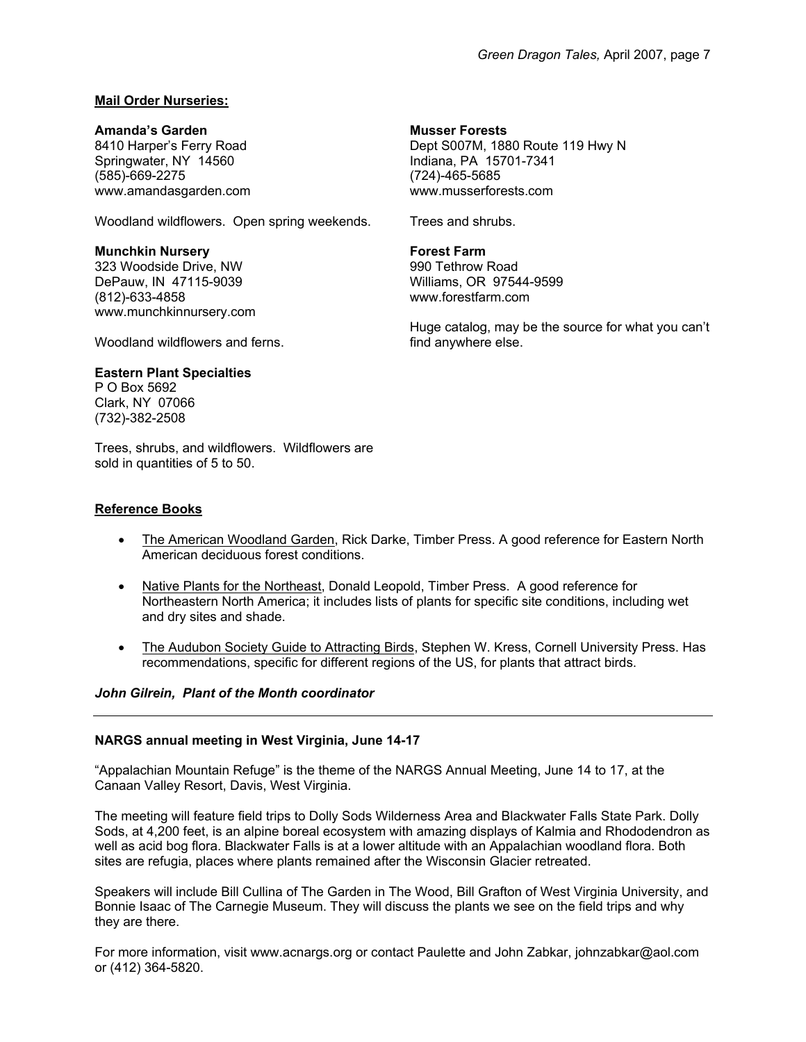**Mail Order Nurseries:**

**Amanda's Garden**
8410 Harper's Ferry Road
Springwater, NY 14560
(585)-669-2275
www.amandasgarden.com

Woodland wildflowers. Open spring weekends.

**Munchkin Nursery**
323 Woodside Drive, NW
DePauw, IN 47115-9039
(812)-633-4858
www.munchkinnursery.com

Woodland wildflowers and ferns.

**Eastern Plant Specialties**
P O Box 5692
Clark, NY 07066
(732)-382-2508

Trees, shrubs, and wildflowers. Wildflowers are sold in quantities of 5 to 50.

**Musser Forests**
Dept S007M, 1880 Route 119 Hwy N
Indiana, PA 15701-7341
(724)-465-5685
www.musserforests.com

Trees and shrubs.

**Forest Farm**
990 Tethrow Road
Williams, OR 97544-9599
www.forestfarm.com

Huge catalog, may be the source for what you can't find anywhere else.

**Reference Books**

- The American Woodland Garden, Rick Darke, Timber Press. A good reference for Eastern North American deciduous forest conditions.
- Native Plants for the Northeast, Donald Leopold, Timber Press. A good reference for Northeastern North America; it includes lists of plants for specific site conditions, including wet and dry sites and shade.
- The Audubon Society Guide to Attracting Birds, Stephen W. Kress, Cornell University Press. Has recommendations, specific for different regions of the US, for plants that attract birds.

***John Gilrein, Plant of the Month coordinator***

---

**NARGS annual meeting in West Virginia, June 14-17**

"Appalachian Mountain Refuge" is the theme of the NARGS Annual Meeting, June 14 to 17, at the Canaan Valley Resort, Davis, West Virginia.

The meeting will feature field trips to Dolly Sods Wilderness Area and Blackwater Falls State Park. Dolly Sods, at 4,200 feet, is an alpine boreal ecosystem with amazing displays of Kalmia and Rhododendron as well as acid bog flora. Blackwater Falls is at a lower altitude with an Appalachian woodland flora. Both sites are refugia, places where plants remained after the Wisconsin Glacier retreated.

Speakers will include Bill Cullina of The Garden in The Wood, Bill Grafton of West Virginia University, and Bonnie Isaac of The Carnegie Museum. They will discuss the plants we see on the field trips and why they are there.

For more information, visit www.acnargs.org or contact Paulette and John Zabkar, johnzabkar@aol.com or (412) 364-5820.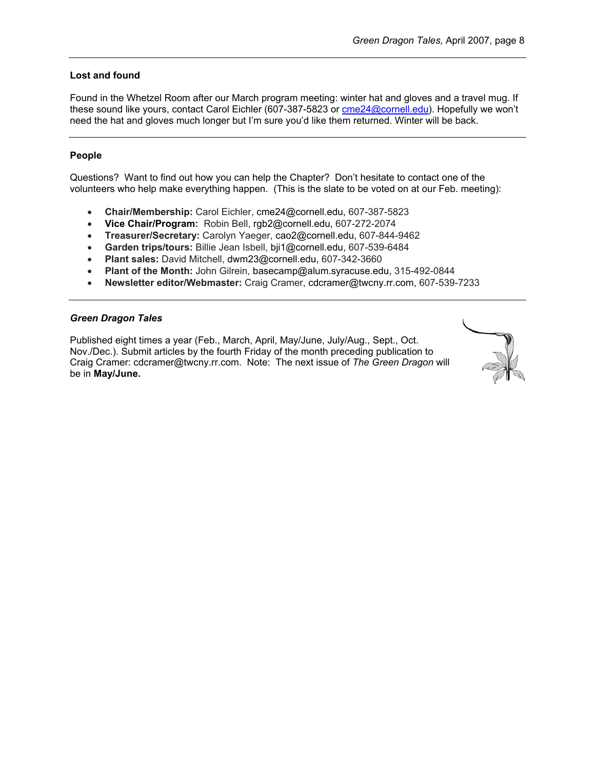### Lost and found

Found in the Whetzel Room after our March program meeting: winter hat and gloves and a travel mug. If these sound like yours, contact Carol Eichler (607-387-5823 or cme24@cornell.edu). Hopefully we won't need the hat and gloves much longer but I'm sure you'd like them returned. Winter will be back.

### People

Questions? Want to find out how you can help the Chapter? Don't hesitate to contact one of the volunteers who help make everything happen. (This is the slate to be voted on at our Feb. meeting):

- **Chair/Membership:** Carol Eichler, cme24@cornell.edu, 607-387-5823
- **Vice Chair/Program:** Robin Bell, rgb2@cornell.edu, 607-272-2074
- **Treasurer/Secretary:** Carolyn Yaeger, cao2@cornell.edu, 607-844-9462
- **Garden trips/tours:** Billie Jean Isbell, bji1@cornell.edu, 607-539-6484
- **Plant sales:** David Mitchell, dwm23@cornell.edu, 607-342-3660
- **Plant of the Month:** John Gilrein, basecamp@alum.syracuse.edu, 315-492-0844
- **Newsletter editor/Webmaster:** Craig Cramer, cdcramer@twcny.rr.com, 607-539-7233

### *Green Dragon Tales*

Published eight times a year (Feb., March, April, May/June, July/Aug., Sept., Oct. Nov./Dec.). Submit articles by the fourth Friday of the month preceding publication to Craig Cramer: cdcramer@twcny.rr.com. Note: The next issue of *The Green Dragon* will be in **May/June.**